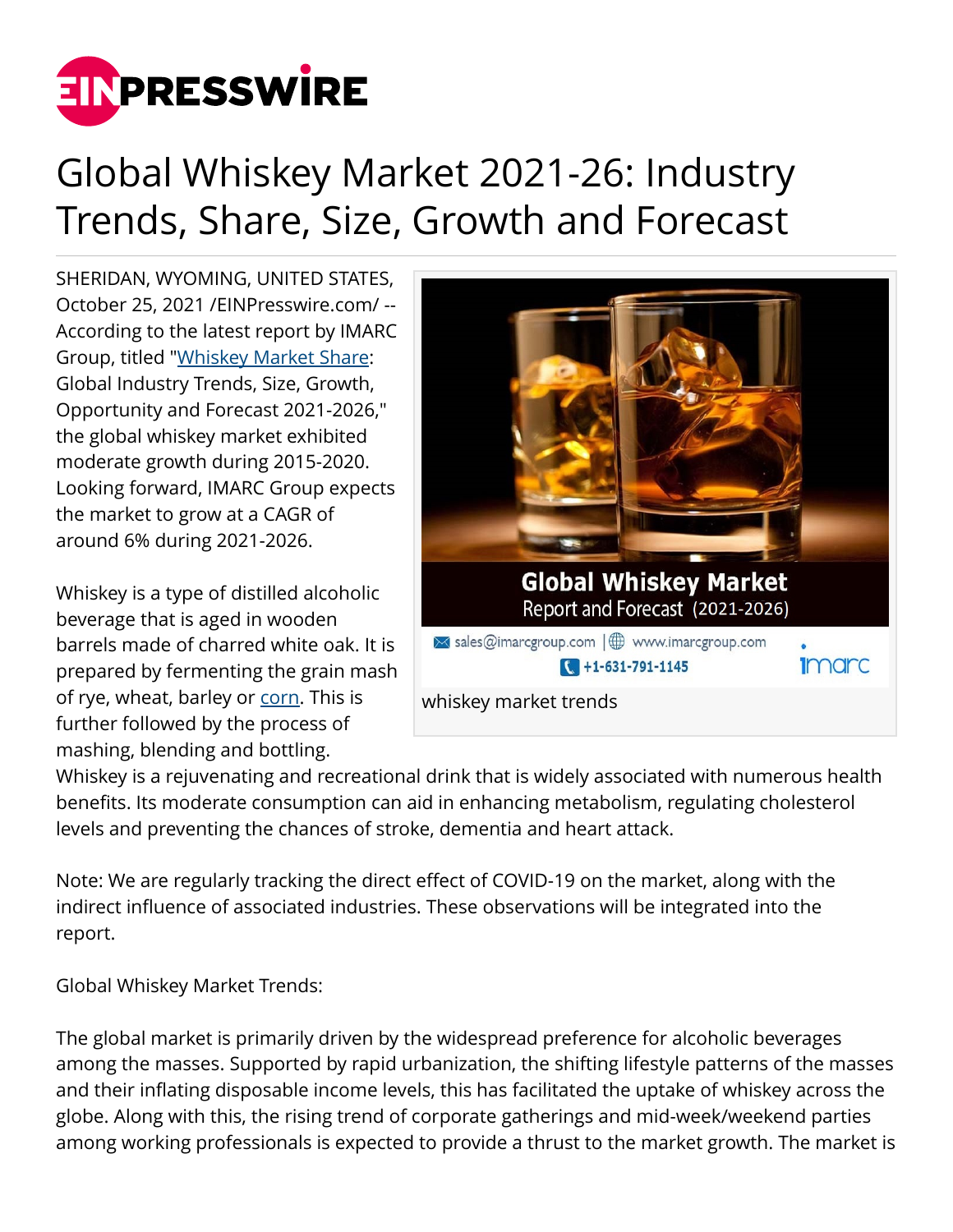# Global Whiskey Market 2021-26: Industry Trends, Share, Size, Growth and Forecast

SHERIDAN, WYOMING, UNITED STATES, October 25, 2021 /EINPresswire.com/ -- According to the latest report by IMARC Group, titled "Whiskey Market Share: Global Industry Trends, Size, Growth, Opportunity and Forecast 2021-2026," the global whiskey market exhibited moderate growth during 2015-2020. Looking forward, IMARC Group expects the market to grow at a CAGR of around 6% during 2021-2026.

whiskey market trends

Whiskey is a type of distilled alcoholic beverage that is aged in wooden barrels made of charred white oak. It is prepared by fermenting the grain mash of rye, wheat, barley or corn. This is further followed by the process of mashing, blending and bottling. Whiskey is a rejuvenating and recreational drink that is widely associated with numerous health benefits. Its moderate consumption can aid in enhancing metabolism, regulating cholesterol levels and preventing the chances of stroke, dementia and heart attack.

Note: We are regularly tracking the direct effect of COVID-19 on the market, along with the indirect influence of associated industries. These observations will be integrated into the report.

Global Whiskey Market Trends:

The global market is primarily driven by the widespread preference for alcoholic beverages among the masses. Supported by rapid urbanization, the shifting lifestyle patterns of the masses and their inflating disposable income levels, this has facilitated the uptake of whiskey across the globe. Along with this, the rising trend of corporate gatherings and mid-week/weekend parties among working professionals is expected to provide a thrust to the market growth. The market is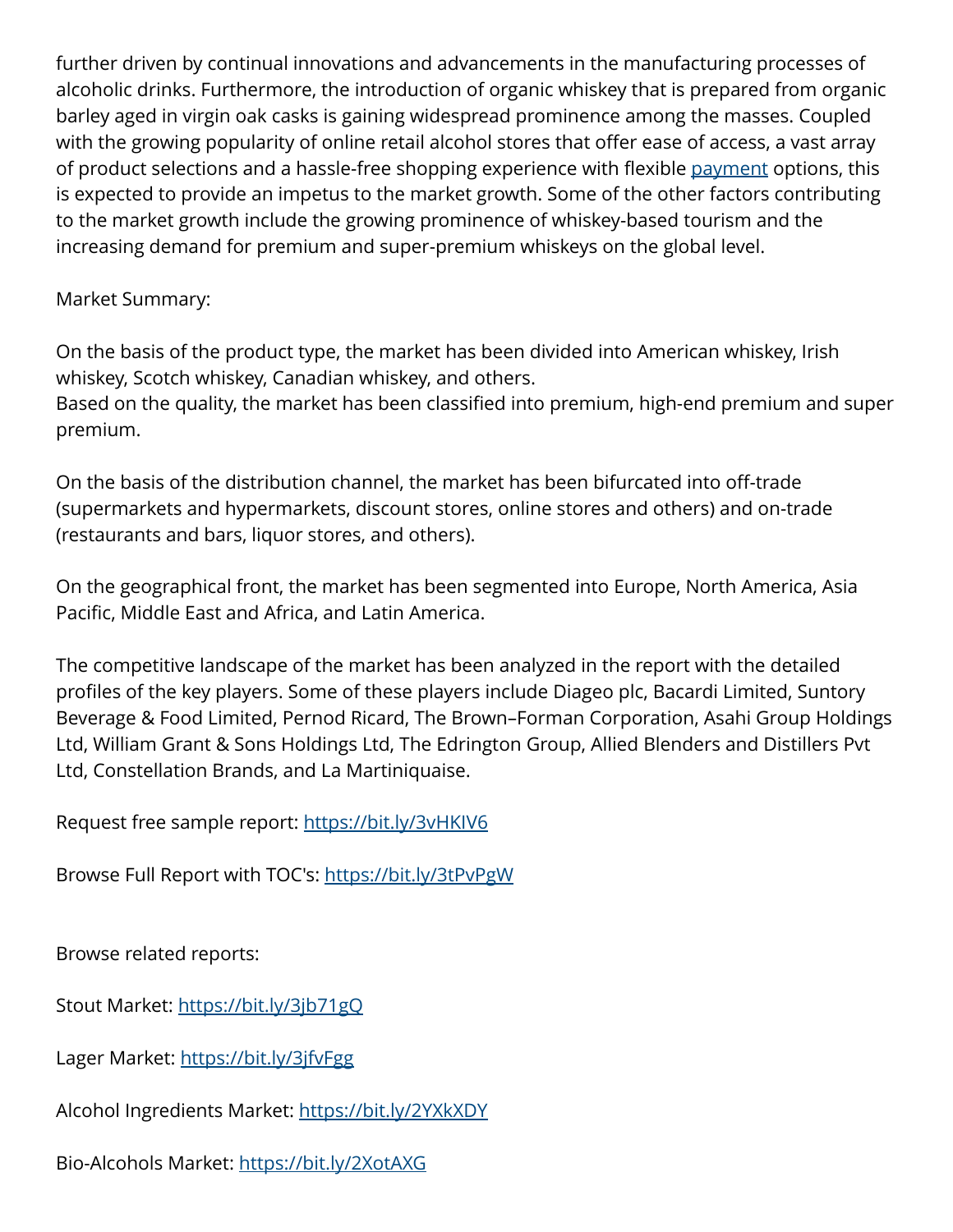further driven by continual innovations and advancements in the manufacturing processes of alcoholic drinks. Furthermore, the introduction of organic whiskey that is prepared from organic barley aged in virgin oak casks is gaining widespread prominence among the masses. Coupled with the growing popularity of online retail alcohol stores that offer ease of access, a vast array of product selections and a hassle-free shopping experience with flexible [payment](payment) options, this is expected to provide an impetus to the market growth. Some of the other factors contributing to the market growth include the growing prominence of whiskey-based tourism and the increasing demand for premium and super-premium whiskeys on the global level.

Market Summary:

On the basis of the product type, the market has been divided into American whiskey, Irish whiskey, Scotch whiskey, Canadian whiskey, and others.
Based on the quality, the market has been classified into premium, high-end premium and super premium.

On the basis of the distribution channel, the market has been bifurcated into off-trade (supermarkets and hypermarkets, discount stores, online stores and others) and on-trade (restaurants and bars, liquor stores, and others).

On the geographical front, the market has been segmented into Europe, North America, Asia Pacific, Middle East and Africa, and Latin America.

The competitive landscape of the market has been analyzed in the report with the detailed profiles of the key players. Some of these players include Diageo plc, Bacardi Limited, Suntory Beverage & Food Limited, Pernod Ricard, The Brown–Forman Corporation, Asahi Group Holdings Ltd, William Grant & Sons Holdings Ltd, The Edrington Group, Allied Blenders and Distillers Pvt Ltd, Constellation Brands, and La Martiniquaise.

Request free sample report: https://bit.ly/3vHKIV6

Browse Full Report with TOC's: https://bit.ly/3tPvPgW

Browse related reports:

Stout Market: https://bit.ly/3jb71gQ

Lager Market: https://bit.ly/3jfvFgg

Alcohol Ingredients Market: https://bit.ly/2YXkXDY

Bio-Alcohols Market: https://bit.ly/2XotAXG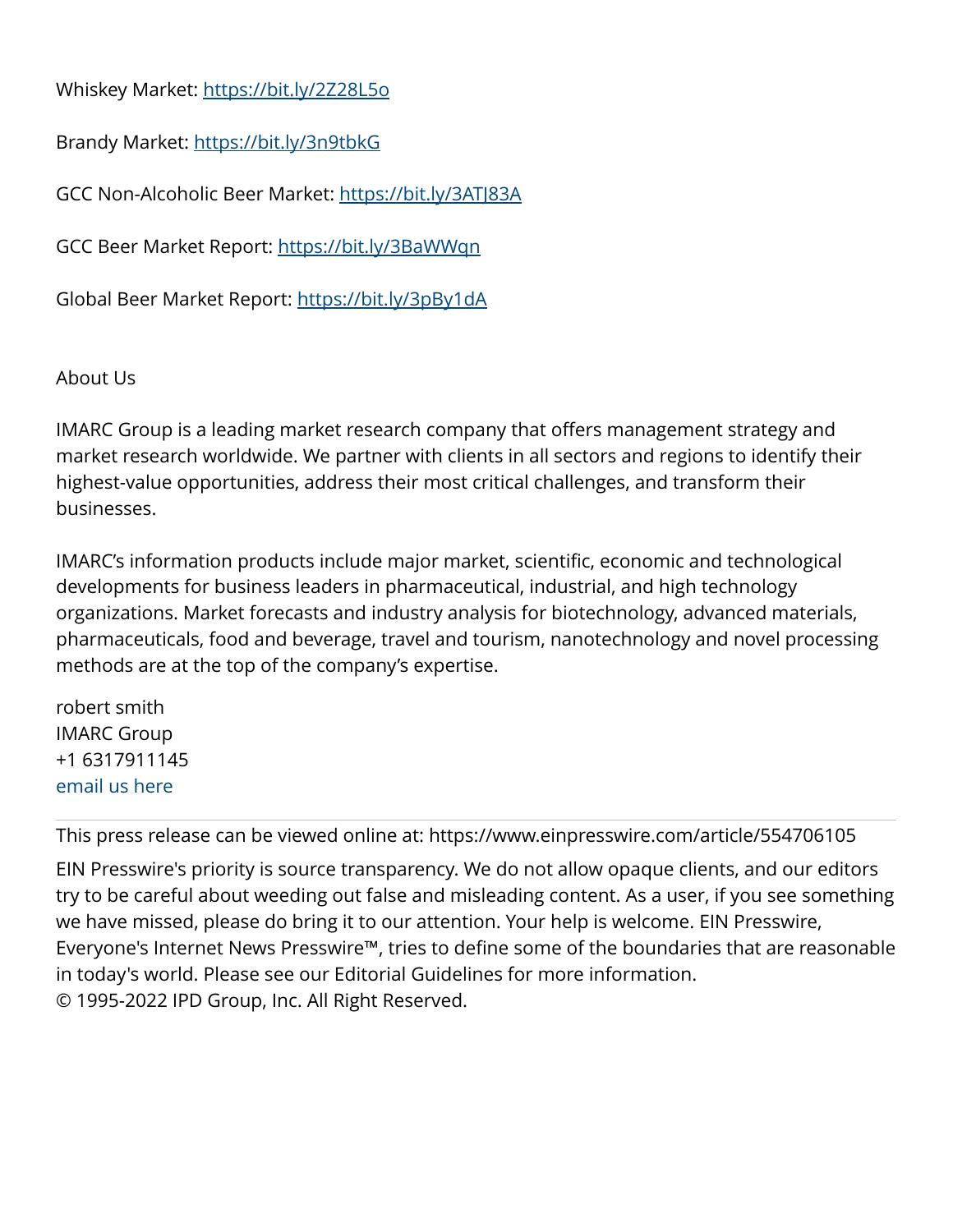Whiskey Market: https://bit.ly/2Z28L5o

Brandy Market: https://bit.ly/3n9tbkG

GCC Non-Alcoholic Beer Market: https://bit.ly/3ATJ83A

GCC Beer Market Report: https://bit.ly/3BaWWqn

Global Beer Market Report: https://bit.ly/3pBy1dA

About Us

IMARC Group is a leading market research company that offers management strategy and market research worldwide. We partner with clients in all sectors and regions to identify their highest-value opportunities, address their most critical challenges, and transform their businesses.

IMARC's information products include major market, scientific, economic and technological developments for business leaders in pharmaceutical, industrial, and high technology organizations. Market forecasts and industry analysis for biotechnology, advanced materials, pharmaceuticals, food and beverage, travel and tourism, nanotechnology and novel processing methods are at the top of the company's expertise.

robert smith
IMARC Group
+1 6317911145
email us here

This press release can be viewed online at: https://www.einpresswire.com/article/554706105

EIN Presswire's priority is source transparency. We do not allow opaque clients, and our editors try to be careful about weeding out false and misleading content. As a user, if you see something we have missed, please do bring it to our attention. Your help is welcome. EIN Presswire, Everyone's Internet News Presswire™, tries to define some of the boundaries that are reasonable in today's world. Please see our Editorial Guidelines for more information.
© 1995-2022 IPD Group, Inc. All Right Reserved.